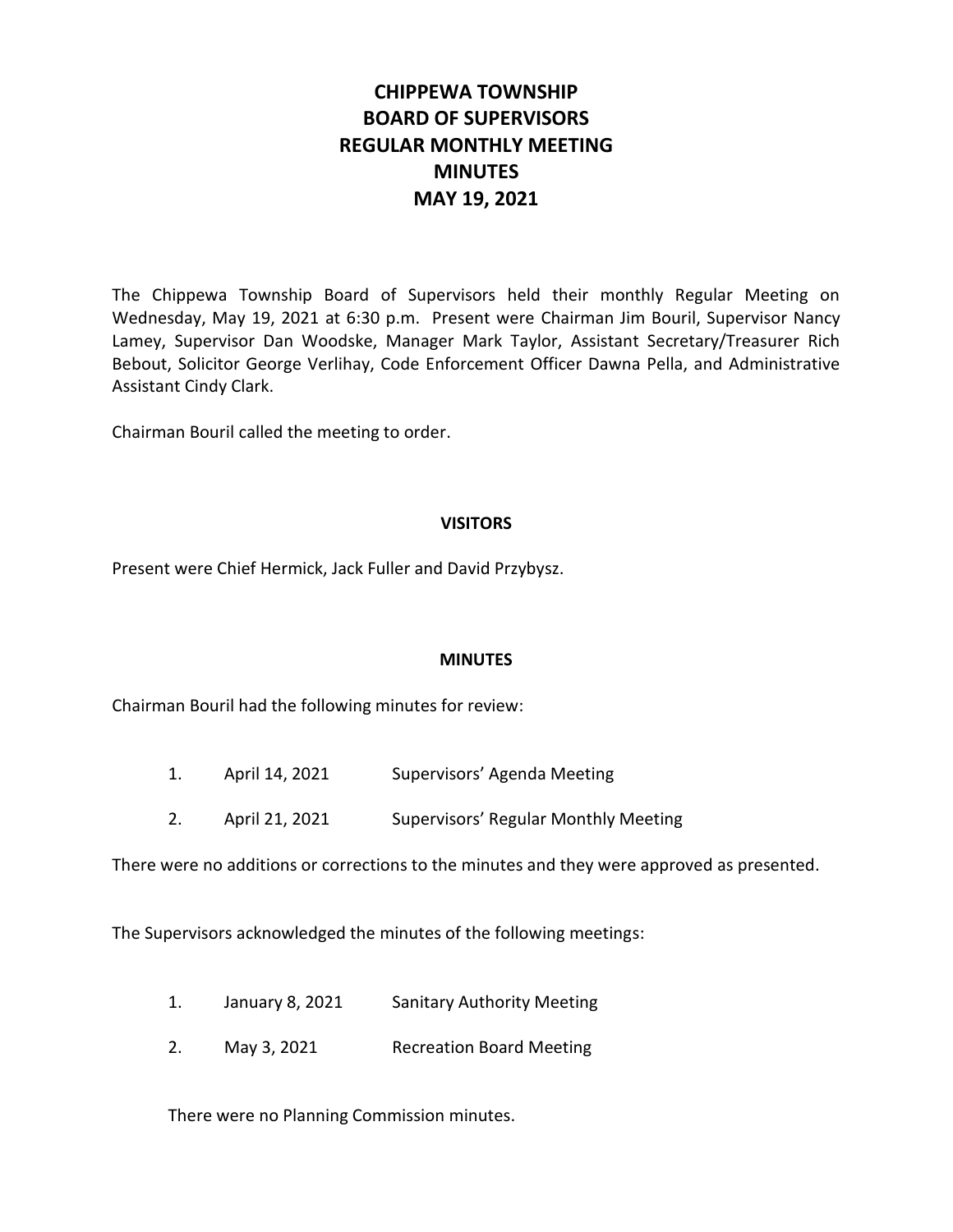# CHIPPEWA TOWNSHIP
# BOARD OF SUPERVISORS
# REGULAR MONTHLY MEETING
# MINUTES
# MAY 19, 2021

The Chippewa Township Board of Supervisors held their monthly Regular Meeting on Wednesday, May 19, 2021 at 6:30 p.m. Present were Chairman Jim Bouril, Supervisor Nancy Lamey, Supervisor Dan Woodske, Manager Mark Taylor, Assistant Secretary/Treasurer Rich Bebout, Solicitor George Verlihay, Code Enforcement Officer Dawna Pella, and Administrative Assistant Cindy Clark.

Chairman Bouril called the meeting to order.

## VISITORS

Present were Chief Hermick, Jack Fuller and David Przybysz.

## MINUTES

Chairman Bouril had the following minutes for review:

1. April 14, 2021 Supervisors' Agenda Meeting
2. April 21, 2021 Supervisors' Regular Monthly Meeting

There were no additions or corrections to the minutes and they were approved as presented.

The Supervisors acknowledged the minutes of the following meetings:

1. January 8, 2021 Sanitary Authority Meeting
2. May 3, 2021 Recreation Board Meeting

There were no Planning Commission minutes.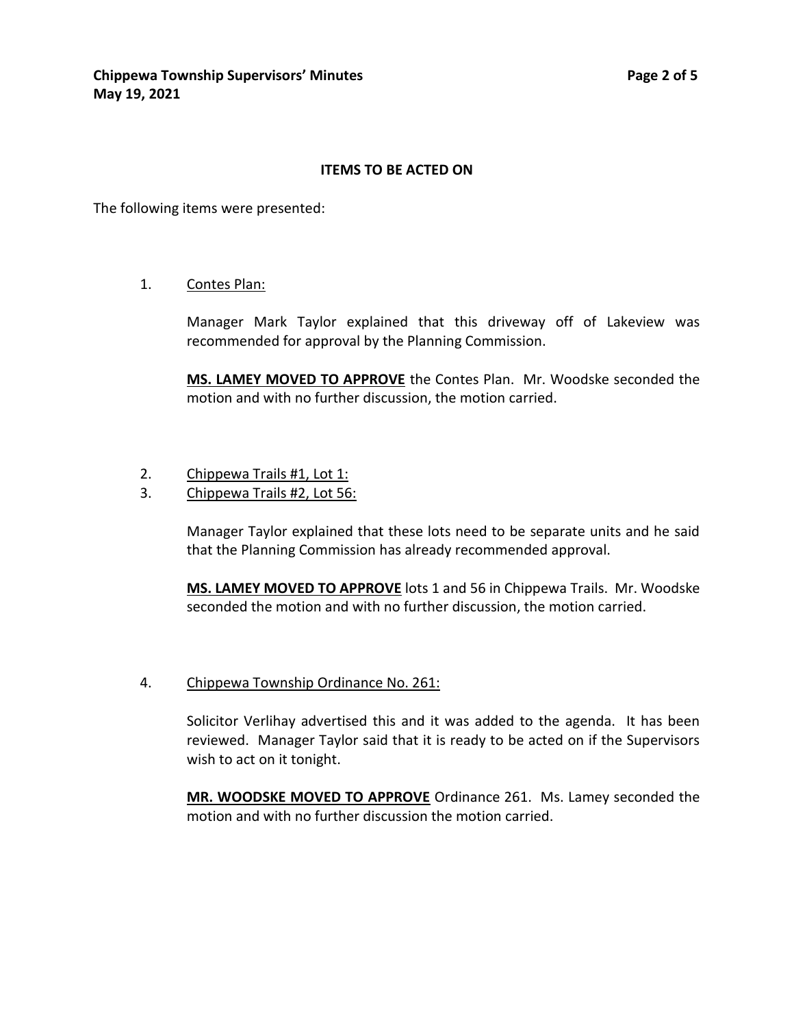## ITEMS TO BE ACTED ON

The following items were presented:

1. Contes Plan:

   Manager Mark Taylor explained that this driveway off of Lakeview was recommended for approval by the Planning Commission.

   **MS. LAMEY MOVED TO APPROVE** the Contes Plan. Mr. Woodske seconded the motion and with no further discussion, the motion carried.

2. Chippewa Trails #1, Lot 1:
3. Chippewa Trails #2, Lot 56:

   Manager Taylor explained that these lots need to be separate units and he said that the Planning Commission has already recommended approval.

   **MS. LAMEY MOVED TO APPROVE** lots 1 and 56 in Chippewa Trails. Mr. Woodske seconded the motion and with no further discussion, the motion carried.

4. Chippewa Township Ordinance No. 261:

   Solicitor Verlihay advertised this and it was added to the agenda. It has been reviewed. Manager Taylor said that it is ready to be acted on if the Supervisors wish to act on it tonight.

   **MR. WOODSKE MOVED TO APPROVE** Ordinance 261. Ms. Lamey seconded the motion and with no further discussion the motion carried.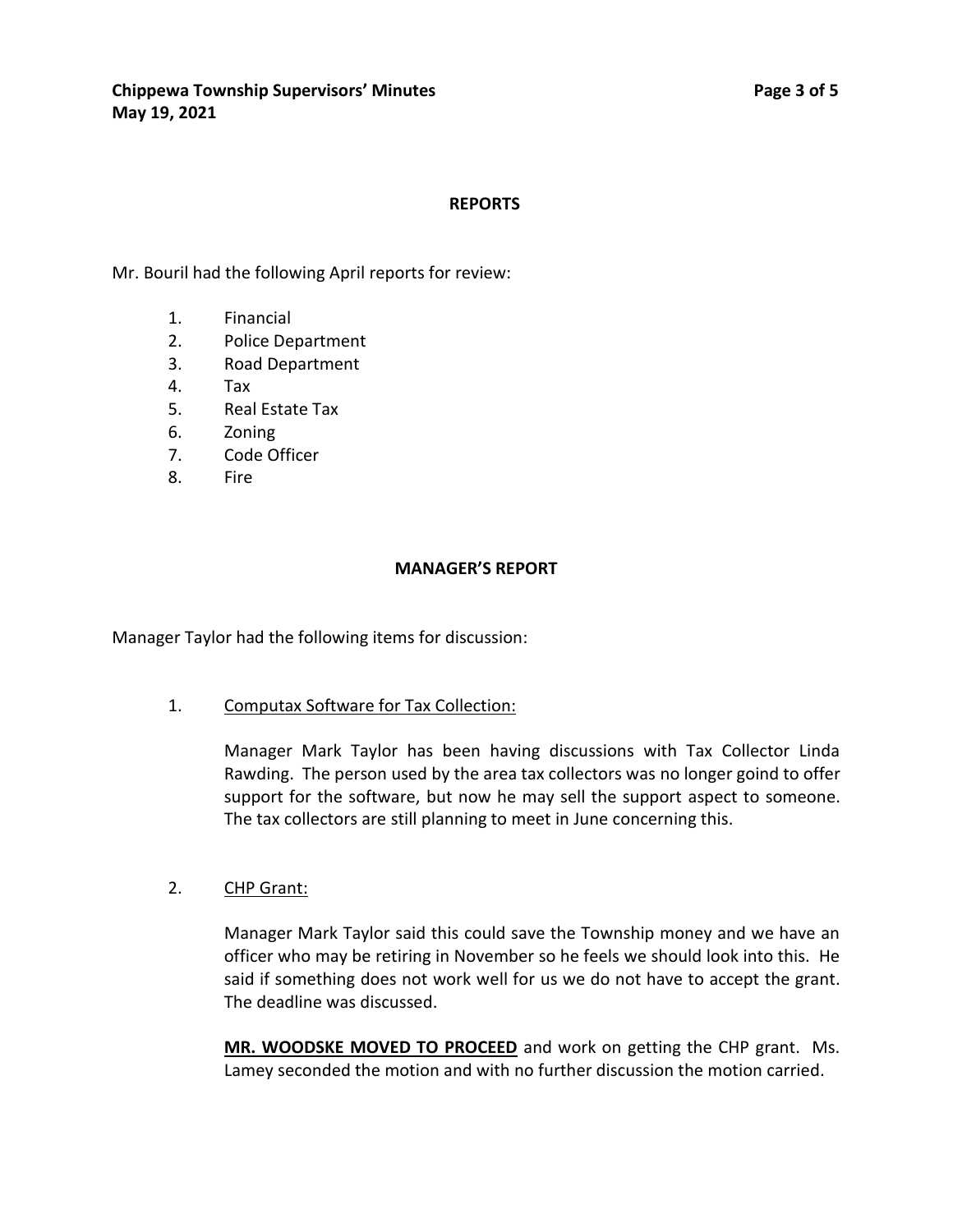## REPORTS

Mr. Bouril had the following April reports for review:

1. Financial
2. Police Department
3. Road Department
4. Tax
5. Real Estate Tax
6. Zoning
7. Code Officer
8. Fire

## MANAGER'S REPORT

Manager Taylor had the following items for discussion:

1. <u>Computax Software for Tax Collection:</u>

   Manager Mark Taylor has been having discussions with Tax Collector Linda Rawding. The person used by the area tax collectors was no longer goind to offer support for the software, but now he may sell the support aspect to someone. The tax collectors are still planning to meet in June concerning this.

2. <u>CHP Grant:</u>

   Manager Mark Taylor said this could save the Township money and we have an officer who may be retiring in November so he feels we should look into this. He said if something does not work well for us we do not have to accept the grant. The deadline was discussed.

   **<u>MR. WOODSKE MOVED TO PROCEED</u>** and work on getting the CHP grant. Ms. Lamey seconded the motion and with no further discussion the motion carried.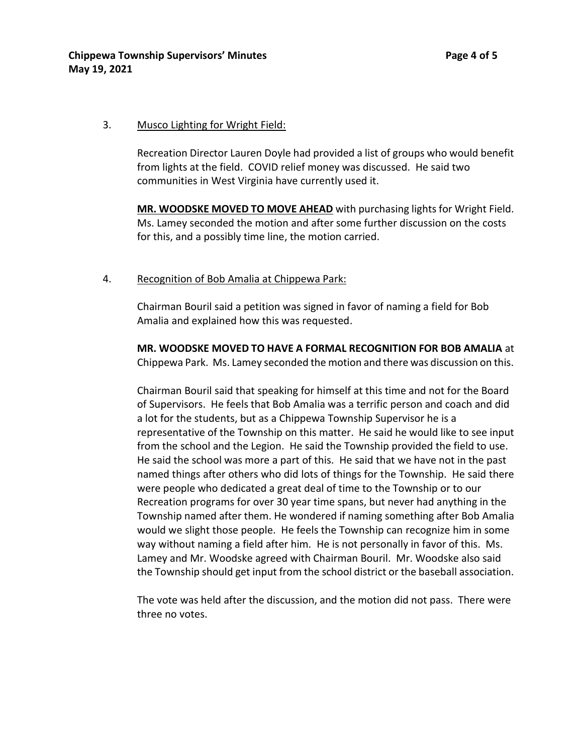3. <u>Musco Lighting for Wright Field:</u>

   Recreation Director Lauren Doyle had provided a list of groups who would benefit from lights at the field. COVID relief money was discussed. He said two communities in West Virginia have currently used it.

   **<u>MR. WOODSKE MOVED TO MOVE AHEAD</u>** with purchasing lights for Wright Field. Ms. Lamey seconded the motion and after some further discussion on the costs for this, and a possibly time line, the motion carried.

4. <u>Recognition of Bob Amalia at Chippewa Park:</u>

   Chairman Bouril said a petition was signed in favor of naming a field for Bob Amalia and explained how this was requested.

   **MR. WOODSKE MOVED TO HAVE A FORMAL RECOGNITION FOR BOB AMALIA** at Chippewa Park. Ms. Lamey seconded the motion and there was discussion on this.

   Chairman Bouril said that speaking for himself at this time and not for the Board of Supervisors. He feels that Bob Amalia was a terrific person and coach and did a lot for the students, but as a Chippewa Township Supervisor he is a representative of the Township on this matter. He said he would like to see input from the school and the Legion. He said the Township provided the field to use. He said the school was more a part of this. He said that we have not in the past named things after others who did lots of things for the Township. He said there were people who dedicated a great deal of time to the Township or to our Recreation programs for over 30 year time spans, but never had anything in the Township named after them. He wondered if naming something after Bob Amalia would we slight those people. He feels the Township can recognize him in some way without naming a field after him. He is not personally in favor of this. Ms. Lamey and Mr. Woodske agreed with Chairman Bouril. Mr. Woodske also said the Township should get input from the school district or the baseball association.

   The vote was held after the discussion, and the motion did not pass. There were three no votes.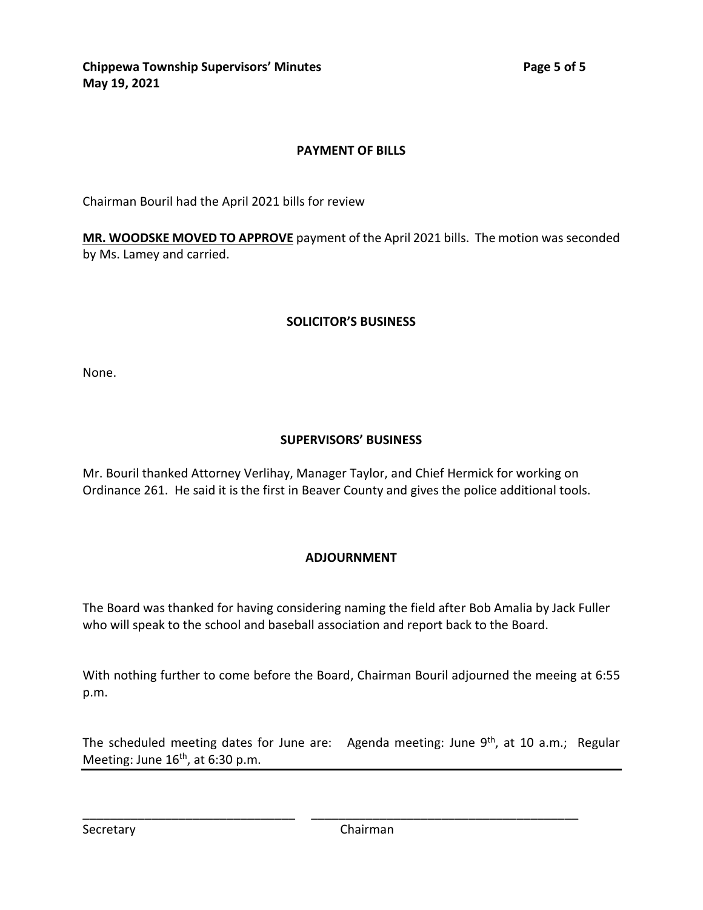## PAYMENT OF BILLS

Chairman Bouril had the April 2021 bills for review

**MR. WOODSKE MOVED TO APPROVE** payment of the April 2021 bills. The motion was seconded by Ms. Lamey and carried.

## SOLICITOR'S BUSINESS

None.

## SUPERVISORS' BUSINESS

Mr. Bouril thanked Attorney Verlihay, Manager Taylor, and Chief Hermick for working on Ordinance 261. He said it is the first in Beaver County and gives the police additional tools.

## ADJOURNMENT

The Board was thanked for having considering naming the field after Bob Amalia by Jack Fuller who will speak to the school and baseball association and report back to the Board.

With nothing further to come before the Board, Chairman Bouril adjourned the meeing at 6:55 p.m.

The scheduled meeting dates for June are: Agenda meeting: June 9th, at 10 a.m.; Regular Meeting: June 16th, at 6:30 p.m.

_______________________________ _______________________________________

Secretary Chairman